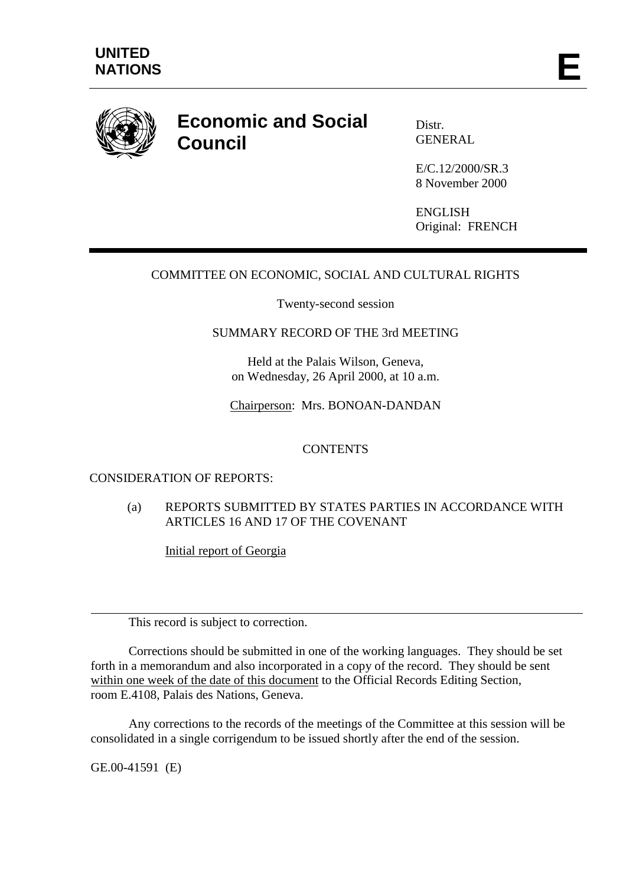**UNITED NATIONS**

**E**

# Economic and Social Council

Distr.
GENERAL

E/C.12/2000/SR.3
8 November 2000

ENGLISH
Original: FRENCH

COMMITTEE ON ECONOMIC, SOCIAL AND CULTURAL RIGHTS

Twenty-second session

SUMMARY RECORD OF THE 3rd MEETING

Held at the Palais Wilson, Geneva,
on Wednesday, 26 April 2000, at 10 a.m.

Chairperson: Mrs. BONOAN-DANDAN

CONTENTS

CONSIDERATION OF REPORTS:

(a) REPORTS SUBMITTED BY STATES PARTIES IN ACCORDANCE WITH ARTICLES 16 AND 17 OF THE COVENANT

Initial report of Georgia

---

This record is subject to correction.

Corrections should be submitted in one of the working languages. They should be set forth in a memorandum and also incorporated in a copy of the record. They should be sent within one week of the date of this document to the Official Records Editing Section, room E.4108, Palais des Nations, Geneva.

Any corrections to the records of the meetings of the Committee at this session will be consolidated in a single corrigendum to be issued shortly after the end of the session.

GE.00-41591 (E)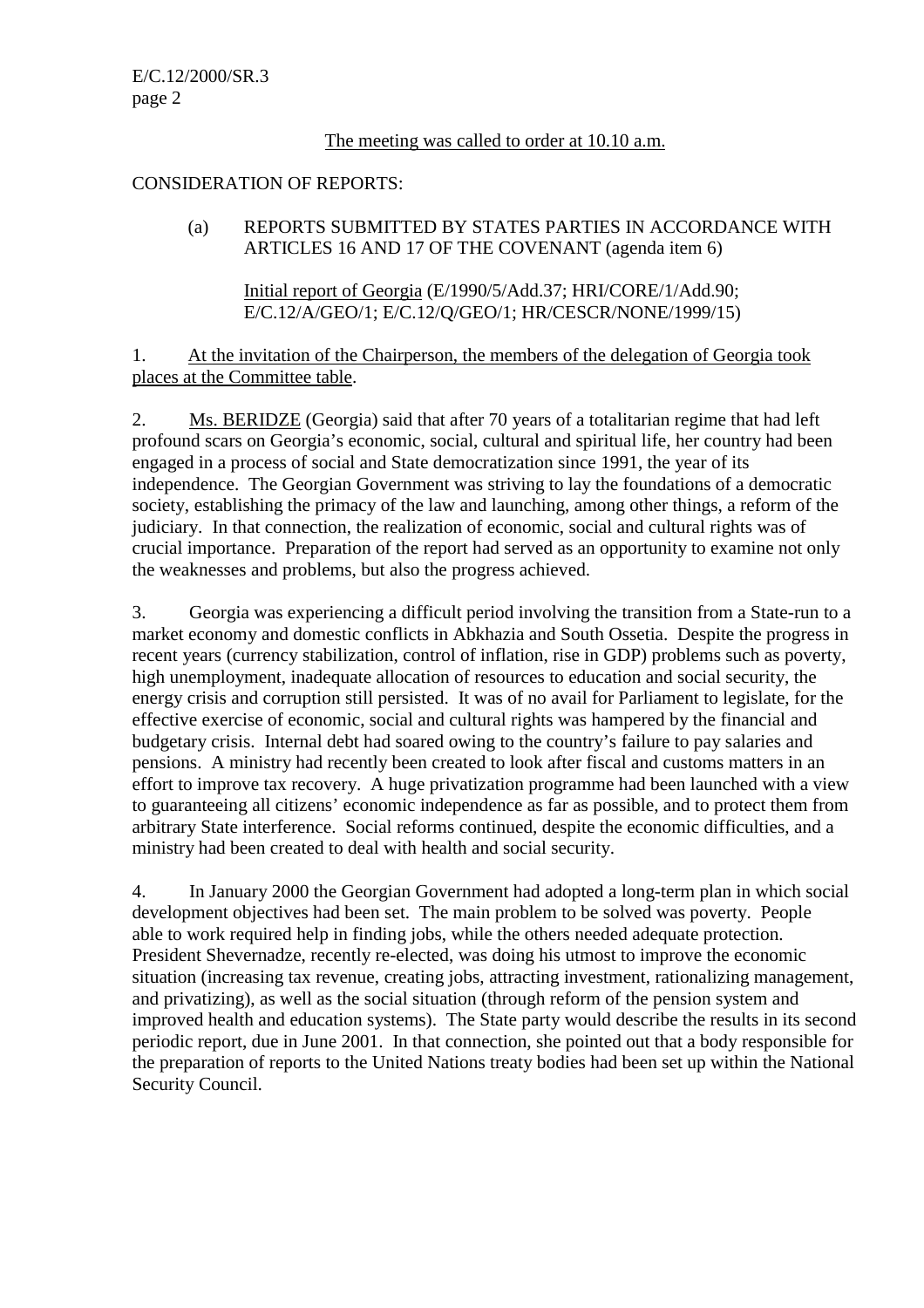The meeting was called to order at 10.10 a.m.

CONSIDERATION OF REPORTS:

(a) REPORTS SUBMITTED BY STATES PARTIES IN ACCORDANCE WITH ARTICLES 16 AND 17 OF THE COVENANT (agenda item 6)

Initial report of Georgia (E/1990/5/Add.37; HRI/CORE/1/Add.90; E/C.12/A/GEO/1; E/C.12/Q/GEO/1; HR/CESCR/NONE/1999/15)

1. At the invitation of the Chairperson, the members of the delegation of Georgia took places at the Committee table.

2. Ms. BERIDZE (Georgia) said that after 70 years of a totalitarian regime that had left profound scars on Georgia's economic, social, cultural and spiritual life, her country had been engaged in a process of social and State democratization since 1991, the year of its independence. The Georgian Government was striving to lay the foundations of a democratic society, establishing the primacy of the law and launching, among other things, a reform of the judiciary. In that connection, the realization of economic, social and cultural rights was of crucial importance. Preparation of the report had served as an opportunity to examine not only the weaknesses and problems, but also the progress achieved.

3. Georgia was experiencing a difficult period involving the transition from a State-run to a market economy and domestic conflicts in Abkhazia and South Ossetia. Despite the progress in recent years (currency stabilization, control of inflation, rise in GDP) problems such as poverty, high unemployment, inadequate allocation of resources to education and social security, the energy crisis and corruption still persisted. It was of no avail for Parliament to legislate, for the effective exercise of economic, social and cultural rights was hampered by the financial and budgetary crisis. Internal debt had soared owing to the country's failure to pay salaries and pensions. A ministry had recently been created to look after fiscal and customs matters in an effort to improve tax recovery. A huge privatization programme had been launched with a view to guaranteeing all citizens' economic independence as far as possible, and to protect them from arbitrary State interference. Social reforms continued, despite the economic difficulties, and a ministry had been created to deal with health and social security.

4. In January 2000 the Georgian Government had adopted a long-term plan in which social development objectives had been set. The main problem to be solved was poverty. People able to work required help in finding jobs, while the others needed adequate protection. President Shevernadze, recently re-elected, was doing his utmost to improve the economic situation (increasing tax revenue, creating jobs, attracting investment, rationalizing management, and privatizing), as well as the social situation (through reform of the pension system and improved health and education systems). The State party would describe the results in its second periodic report, due in June 2001. In that connection, she pointed out that a body responsible for the preparation of reports to the United Nations treaty bodies had been set up within the National Security Council.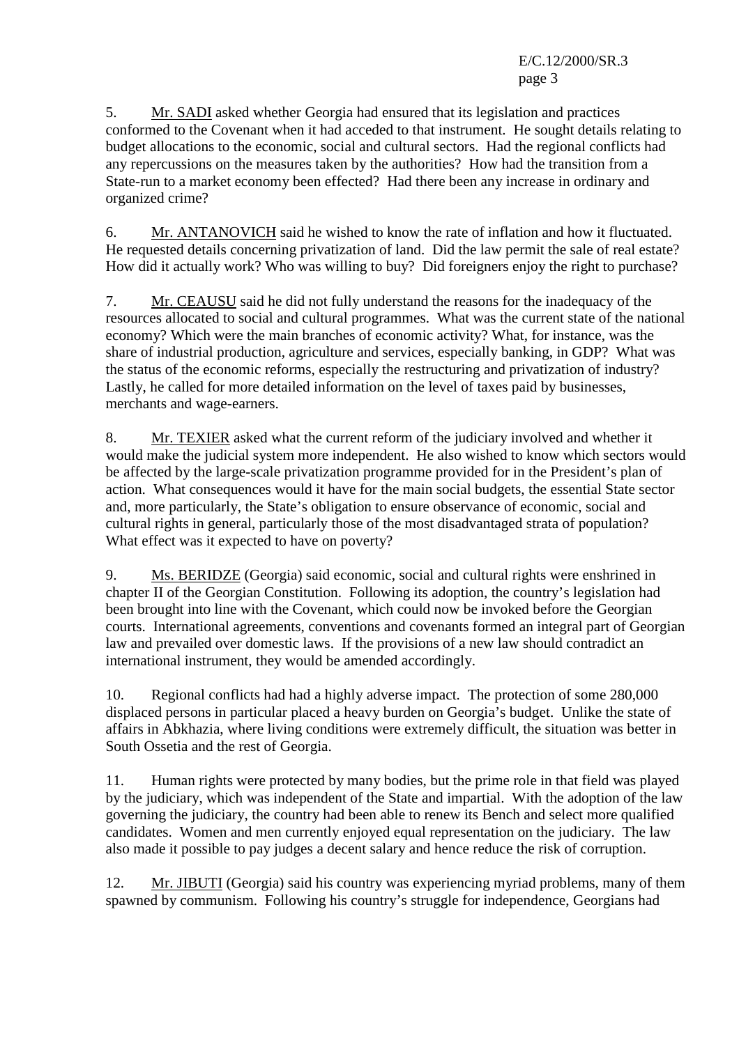5. Mr. SADI asked whether Georgia had ensured that its legislation and practices conformed to the Covenant when it had acceded to that instrument. He sought details relating to budget allocations to the economic, social and cultural sectors. Had the regional conflicts had any repercussions on the measures taken by the authorities? How had the transition from a State-run to a market economy been effected? Had there been any increase in ordinary and organized crime?

6. Mr. ANTANOVICH said he wished to know the rate of inflation and how it fluctuated. He requested details concerning privatization of land. Did the law permit the sale of real estate? How did it actually work? Who was willing to buy? Did foreigners enjoy the right to purchase?

7. Mr. CEAUSU said he did not fully understand the reasons for the inadequacy of the resources allocated to social and cultural programmes. What was the current state of the national economy? Which were the main branches of economic activity? What, for instance, was the share of industrial production, agriculture and services, especially banking, in GDP? What was the status of the economic reforms, especially the restructuring and privatization of industry? Lastly, he called for more detailed information on the level of taxes paid by businesses, merchants and wage-earners.

8. Mr. TEXIER asked what the current reform of the judiciary involved and whether it would make the judicial system more independent. He also wished to know which sectors would be affected by the large-scale privatization programme provided for in the President's plan of action. What consequences would it have for the main social budgets, the essential State sector and, more particularly, the State's obligation to ensure observance of economic, social and cultural rights in general, particularly those of the most disadvantaged strata of population? What effect was it expected to have on poverty?

9. Ms. BERIDZE (Georgia) said economic, social and cultural rights were enshrined in chapter II of the Georgian Constitution. Following its adoption, the country's legislation had been brought into line with the Covenant, which could now be invoked before the Georgian courts. International agreements, conventions and covenants formed an integral part of Georgian law and prevailed over domestic laws. If the provisions of a new law should contradict an international instrument, they would be amended accordingly.

10. Regional conflicts had had a highly adverse impact. The protection of some 280,000 displaced persons in particular placed a heavy burden on Georgia's budget. Unlike the state of affairs in Abkhazia, where living conditions were extremely difficult, the situation was better in South Ossetia and the rest of Georgia.

11. Human rights were protected by many bodies, but the prime role in that field was played by the judiciary, which was independent of the State and impartial. With the adoption of the law governing the judiciary, the country had been able to renew its Bench and select more qualified candidates. Women and men currently enjoyed equal representation on the judiciary. The law also made it possible to pay judges a decent salary and hence reduce the risk of corruption.

12. Mr. JIBUTI (Georgia) said his country was experiencing myriad problems, many of them spawned by communism. Following his country's struggle for independence, Georgians had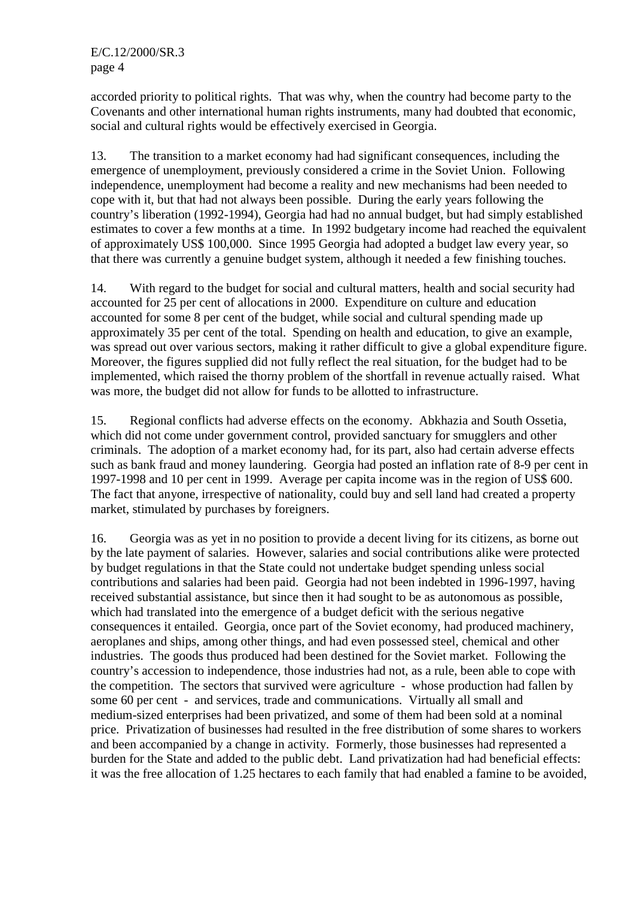accorded priority to political rights. That was why, when the country had become party to the Covenants and other international human rights instruments, many had doubted that economic, social and cultural rights would be effectively exercised in Georgia.

13. The transition to a market economy had had significant consequences, including the emergence of unemployment, previously considered a crime in the Soviet Union. Following independence, unemployment had become a reality and new mechanisms had been needed to cope with it, but that had not always been possible. During the early years following the country's liberation (1992-1994), Georgia had had no annual budget, but had simply established estimates to cover a few months at a time. In 1992 budgetary income had reached the equivalent of approximately US$ 100,000. Since 1995 Georgia had adopted a budget law every year, so that there was currently a genuine budget system, although it needed a few finishing touches.

14. With regard to the budget for social and cultural matters, health and social security had accounted for 25 per cent of allocations in 2000. Expenditure on culture and education accounted for some 8 per cent of the budget, while social and cultural spending made up approximately 35 per cent of the total. Spending on health and education, to give an example, was spread out over various sectors, making it rather difficult to give a global expenditure figure. Moreover, the figures supplied did not fully reflect the real situation, for the budget had to be implemented, which raised the thorny problem of the shortfall in revenue actually raised. What was more, the budget did not allow for funds to be allotted to infrastructure.

15. Regional conflicts had adverse effects on the economy. Abkhazia and South Ossetia, which did not come under government control, provided sanctuary for smugglers and other criminals. The adoption of a market economy had, for its part, also had certain adverse effects such as bank fraud and money laundering. Georgia had posted an inflation rate of 8-9 per cent in 1997-1998 and 10 per cent in 1999. Average per capita income was in the region of US$ 600. The fact that anyone, irrespective of nationality, could buy and sell land had created a property market, stimulated by purchases by foreigners.

16. Georgia was as yet in no position to provide a decent living for its citizens, as borne out by the late payment of salaries. However, salaries and social contributions alike were protected by budget regulations in that the State could not undertake budget spending unless social contributions and salaries had been paid. Georgia had not been indebted in 1996-1997, having received substantial assistance, but since then it had sought to be as autonomous as possible, which had translated into the emergence of a budget deficit with the serious negative consequences it entailed. Georgia, once part of the Soviet economy, had produced machinery, aeroplanes and ships, among other things, and had even possessed steel, chemical and other industries. The goods thus produced had been destined for the Soviet market. Following the country's accession to independence, those industries had not, as a rule, been able to cope with the competition. The sectors that survived were agriculture - whose production had fallen by some 60 per cent - and services, trade and communications. Virtually all small and medium-sized enterprises had been privatized, and some of them had been sold at a nominal price. Privatization of businesses had resulted in the free distribution of some shares to workers and been accompanied by a change in activity. Formerly, those businesses had represented a burden for the State and added to the public debt. Land privatization had had beneficial effects: it was the free allocation of 1.25 hectares to each family that had enabled a famine to be avoided,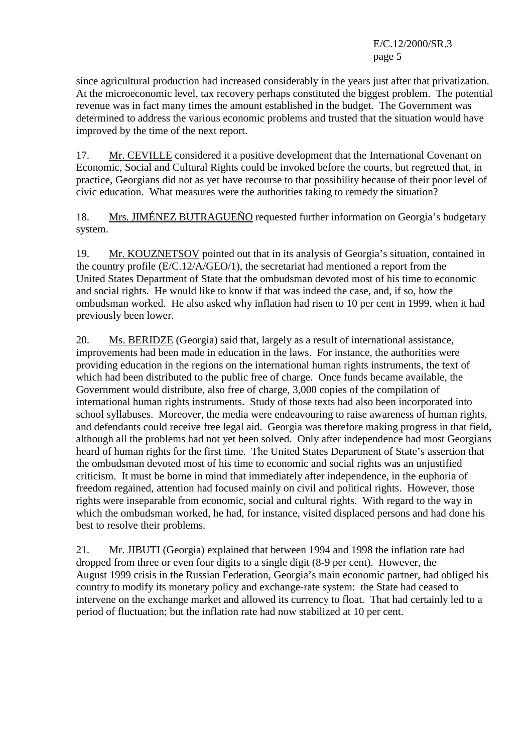since agricultural production had increased considerably in the years just after that privatization. At the microeconomic level, tax recovery perhaps constituted the biggest problem. The potential revenue was in fact many times the amount established in the budget. The Government was determined to address the various economic problems and trusted that the situation would have improved by the time of the next report.

17. Mr. CEVILLE considered it a positive development that the International Covenant on Economic, Social and Cultural Rights could be invoked before the courts, but regretted that, in practice, Georgians did not as yet have recourse to that possibility because of their poor level of civic education. What measures were the authorities taking to remedy the situation?

18. Mrs. JIMÉNEZ BUTRAGUEÑO requested further information on Georgia's budgetary system.

19. Mr. KOUZNETSOV pointed out that in its analysis of Georgia's situation, contained in the country profile (E/C.12/A/GEO/1), the secretariat had mentioned a report from the United States Department of State that the ombudsman devoted most of his time to economic and social rights. He would like to know if that was indeed the case, and, if so, how the ombudsman worked. He also asked why inflation had risen to 10 per cent in 1999, when it had previously been lower.

20. Ms. BERIDZE (Georgia) said that, largely as a result of international assistance, improvements had been made in education in the laws. For instance, the authorities were providing education in the regions on the international human rights instruments, the text of which had been distributed to the public free of charge. Once funds became available, the Government would distribute, also free of charge, 3,000 copies of the compilation of international human rights instruments. Study of those texts had also been incorporated into school syllabuses. Moreover, the media were endeavouring to raise awareness of human rights, and defendants could receive free legal aid. Georgia was therefore making progress in that field, although all the problems had not yet been solved. Only after independence had most Georgians heard of human rights for the first time. The United States Department of State's assertion that the ombudsman devoted most of his time to economic and social rights was an unjustified criticism. It must be borne in mind that immediately after independence, in the euphoria of freedom regained, attention had focused mainly on civil and political rights. However, those rights were inseparable from economic, social and cultural rights. With regard to the way in which the ombudsman worked, he had, for instance, visited displaced persons and had done his best to resolve their problems.

21. Mr. JIBUTI (Georgia) explained that between 1994 and 1998 the inflation rate had dropped from three or even four digits to a single digit (8-9 per cent). However, the August 1999 crisis in the Russian Federation, Georgia's main economic partner, had obliged his country to modify its monetary policy and exchange-rate system: the State had ceased to intervene on the exchange market and allowed its currency to float. That had certainly led to a period of fluctuation; but the inflation rate had now stabilized at 10 per cent.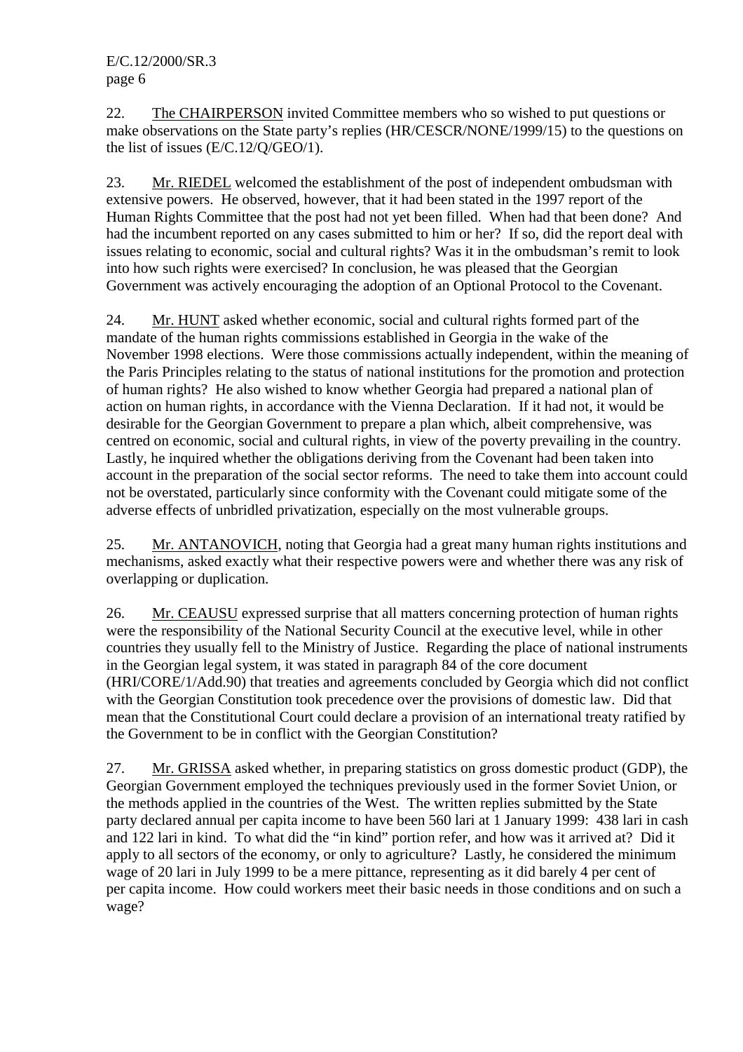22. The CHAIRPERSON invited Committee members who so wished to put questions or make observations on the State party's replies (HR/CESCR/NONE/1999/15) to the questions on the list of issues (E/C.12/Q/GEO/1).

23. Mr. RIEDEL welcomed the establishment of the post of independent ombudsman with extensive powers. He observed, however, that it had been stated in the 1997 report of the Human Rights Committee that the post had not yet been filled. When had that been done? And had the incumbent reported on any cases submitted to him or her? If so, did the report deal with issues relating to economic, social and cultural rights? Was it in the ombudsman's remit to look into how such rights were exercised? In conclusion, he was pleased that the Georgian Government was actively encouraging the adoption of an Optional Protocol to the Covenant.

24. Mr. HUNT asked whether economic, social and cultural rights formed part of the mandate of the human rights commissions established in Georgia in the wake of the November 1998 elections. Were those commissions actually independent, within the meaning of the Paris Principles relating to the status of national institutions for the promotion and protection of human rights? He also wished to know whether Georgia had prepared a national plan of action on human rights, in accordance with the Vienna Declaration. If it had not, it would be desirable for the Georgian Government to prepare a plan which, albeit comprehensive, was centred on economic, social and cultural rights, in view of the poverty prevailing in the country. Lastly, he inquired whether the obligations deriving from the Covenant had been taken into account in the preparation of the social sector reforms. The need to take them into account could not be overstated, particularly since conformity with the Covenant could mitigate some of the adverse effects of unbridled privatization, especially on the most vulnerable groups.

25. Mr. ANTANOVICH, noting that Georgia had a great many human rights institutions and mechanisms, asked exactly what their respective powers were and whether there was any risk of overlapping or duplication.

26. Mr. CEAUSU expressed surprise that all matters concerning protection of human rights were the responsibility of the National Security Council at the executive level, while in other countries they usually fell to the Ministry of Justice. Regarding the place of national instruments in the Georgian legal system, it was stated in paragraph 84 of the core document (HRI/CORE/1/Add.90) that treaties and agreements concluded by Georgia which did not conflict with the Georgian Constitution took precedence over the provisions of domestic law. Did that mean that the Constitutional Court could declare a provision of an international treaty ratified by the Government to be in conflict with the Georgian Constitution?

27. Mr. GRISSA asked whether, in preparing statistics on gross domestic product (GDP), the Georgian Government employed the techniques previously used in the former Soviet Union, or the methods applied in the countries of the West. The written replies submitted by the State party declared annual per capita income to have been 560 lari at 1 January 1999: 438 lari in cash and 122 lari in kind. To what did the "in kind" portion refer, and how was it arrived at? Did it apply to all sectors of the economy, or only to agriculture? Lastly, he considered the minimum wage of 20 lari in July 1999 to be a mere pittance, representing as it did barely 4 per cent of per capita income. How could workers meet their basic needs in those conditions and on such a wage?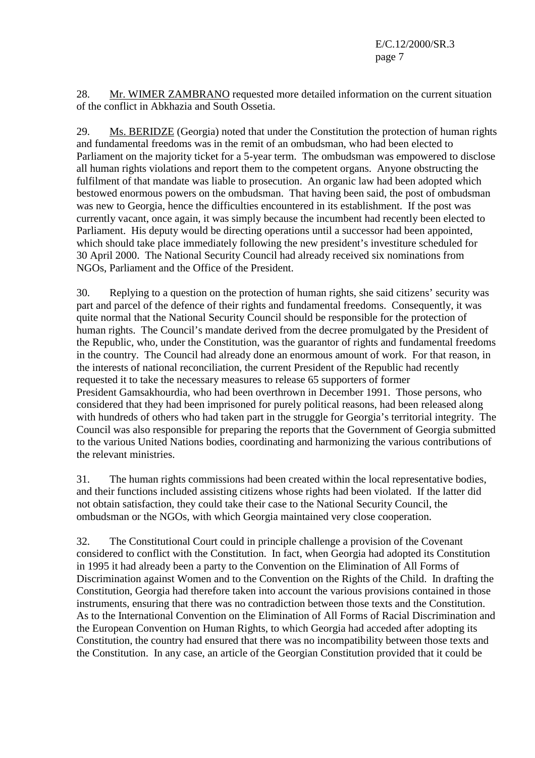28. Mr. WIMER ZAMBRANO requested more detailed information on the current situation of the conflict in Abkhazia and South Ossetia.

29. Ms. BERIDZE (Georgia) noted that under the Constitution the protection of human rights and fundamental freedoms was in the remit of an ombudsman, who had been elected to Parliament on the majority ticket for a 5-year term. The ombudsman was empowered to disclose all human rights violations and report them to the competent organs. Anyone obstructing the fulfilment of that mandate was liable to prosecution. An organic law had been adopted which bestowed enormous powers on the ombudsman. That having been said, the post of ombudsman was new to Georgia, hence the difficulties encountered in its establishment. If the post was currently vacant, once again, it was simply because the incumbent had recently been elected to Parliament. His deputy would be directing operations until a successor had been appointed, which should take place immediately following the new president's investiture scheduled for 30 April 2000. The National Security Council had already received six nominations from NGOs, Parliament and the Office of the President.

30. Replying to a question on the protection of human rights, she said citizens' security was part and parcel of the defence of their rights and fundamental freedoms. Consequently, it was quite normal that the National Security Council should be responsible for the protection of human rights. The Council's mandate derived from the decree promulgated by the President of the Republic, who, under the Constitution, was the guarantor of rights and fundamental freedoms in the country. The Council had already done an enormous amount of work. For that reason, in the interests of national reconciliation, the current President of the Republic had recently requested it to take the necessary measures to release 65 supporters of former President Gamsakhourdia, who had been overthrown in December 1991. Those persons, who considered that they had been imprisoned for purely political reasons, had been released along with hundreds of others who had taken part in the struggle for Georgia's territorial integrity. The Council was also responsible for preparing the reports that the Government of Georgia submitted to the various United Nations bodies, coordinating and harmonizing the various contributions of the relevant ministries.

31. The human rights commissions had been created within the local representative bodies, and their functions included assisting citizens whose rights had been violated. If the latter did not obtain satisfaction, they could take their case to the National Security Council, the ombudsman or the NGOs, with which Georgia maintained very close cooperation.

32. The Constitutional Court could in principle challenge a provision of the Covenant considered to conflict with the Constitution. In fact, when Georgia had adopted its Constitution in 1995 it had already been a party to the Convention on the Elimination of All Forms of Discrimination against Women and to the Convention on the Rights of the Child. In drafting the Constitution, Georgia had therefore taken into account the various provisions contained in those instruments, ensuring that there was no contradiction between those texts and the Constitution. As to the International Convention on the Elimination of All Forms of Racial Discrimination and the European Convention on Human Rights, to which Georgia had acceded after adopting its Constitution, the country had ensured that there was no incompatibility between those texts and the Constitution. In any case, an article of the Georgian Constitution provided that it could be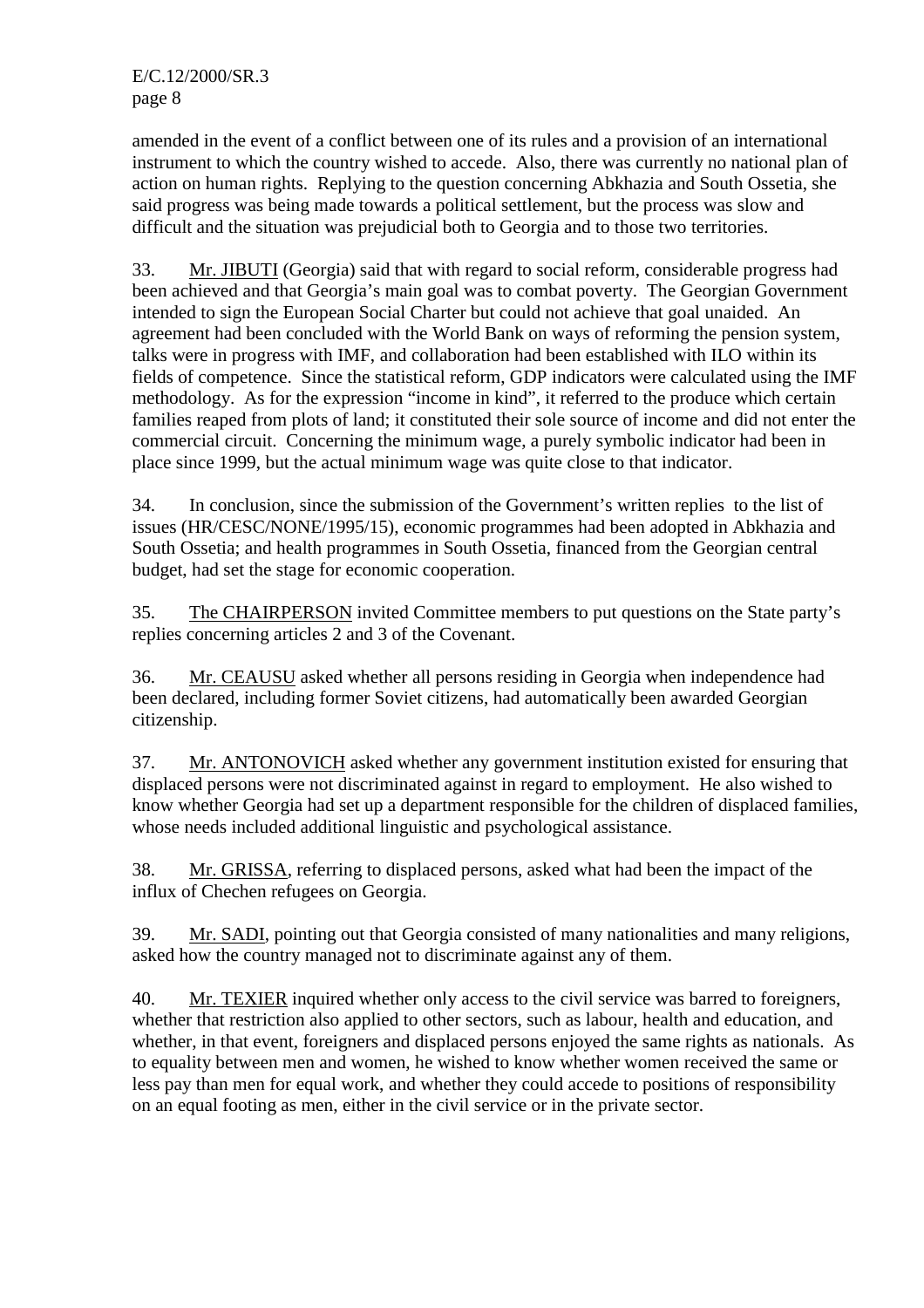amended in the event of a conflict between one of its rules and a provision of an international instrument to which the country wished to accede. Also, there was currently no national plan of action on human rights. Replying to the question concerning Abkhazia and South Ossetia, she said progress was being made towards a political settlement, but the process was slow and difficult and the situation was prejudicial both to Georgia and to those two territories.

33. Mr. JIBUTI (Georgia) said that with regard to social reform, considerable progress had been achieved and that Georgia's main goal was to combat poverty. The Georgian Government intended to sign the European Social Charter but could not achieve that goal unaided. An agreement had been concluded with the World Bank on ways of reforming the pension system, talks were in progress with IMF, and collaboration had been established with ILO within its fields of competence. Since the statistical reform, GDP indicators were calculated using the IMF methodology. As for the expression "income in kind", it referred to the produce which certain families reaped from plots of land; it constituted their sole source of income and did not enter the commercial circuit. Concerning the minimum wage, a purely symbolic indicator had been in place since 1999, but the actual minimum wage was quite close to that indicator.

34. In conclusion, since the submission of the Government's written replies to the list of issues (HR/CESC/NONE/1995/15), economic programmes had been adopted in Abkhazia and South Ossetia; and health programmes in South Ossetia, financed from the Georgian central budget, had set the stage for economic cooperation.

35. The CHAIRPERSON invited Committee members to put questions on the State party's replies concerning articles 2 and 3 of the Covenant.

36. Mr. CEAUSU asked whether all persons residing in Georgia when independence had been declared, including former Soviet citizens, had automatically been awarded Georgian citizenship.

37. Mr. ANTONOVICH asked whether any government institution existed for ensuring that displaced persons were not discriminated against in regard to employment. He also wished to know whether Georgia had set up a department responsible for the children of displaced families, whose needs included additional linguistic and psychological assistance.

38. Mr. GRISSA, referring to displaced persons, asked what had been the impact of the influx of Chechen refugees on Georgia.

39. Mr. SADI, pointing out that Georgia consisted of many nationalities and many religions, asked how the country managed not to discriminate against any of them.

40. Mr. TEXIER inquired whether only access to the civil service was barred to foreigners, whether that restriction also applied to other sectors, such as labour, health and education, and whether, in that event, foreigners and displaced persons enjoyed the same rights as nationals. As to equality between men and women, he wished to know whether women received the same or less pay than men for equal work, and whether they could accede to positions of responsibility on an equal footing as men, either in the civil service or in the private sector.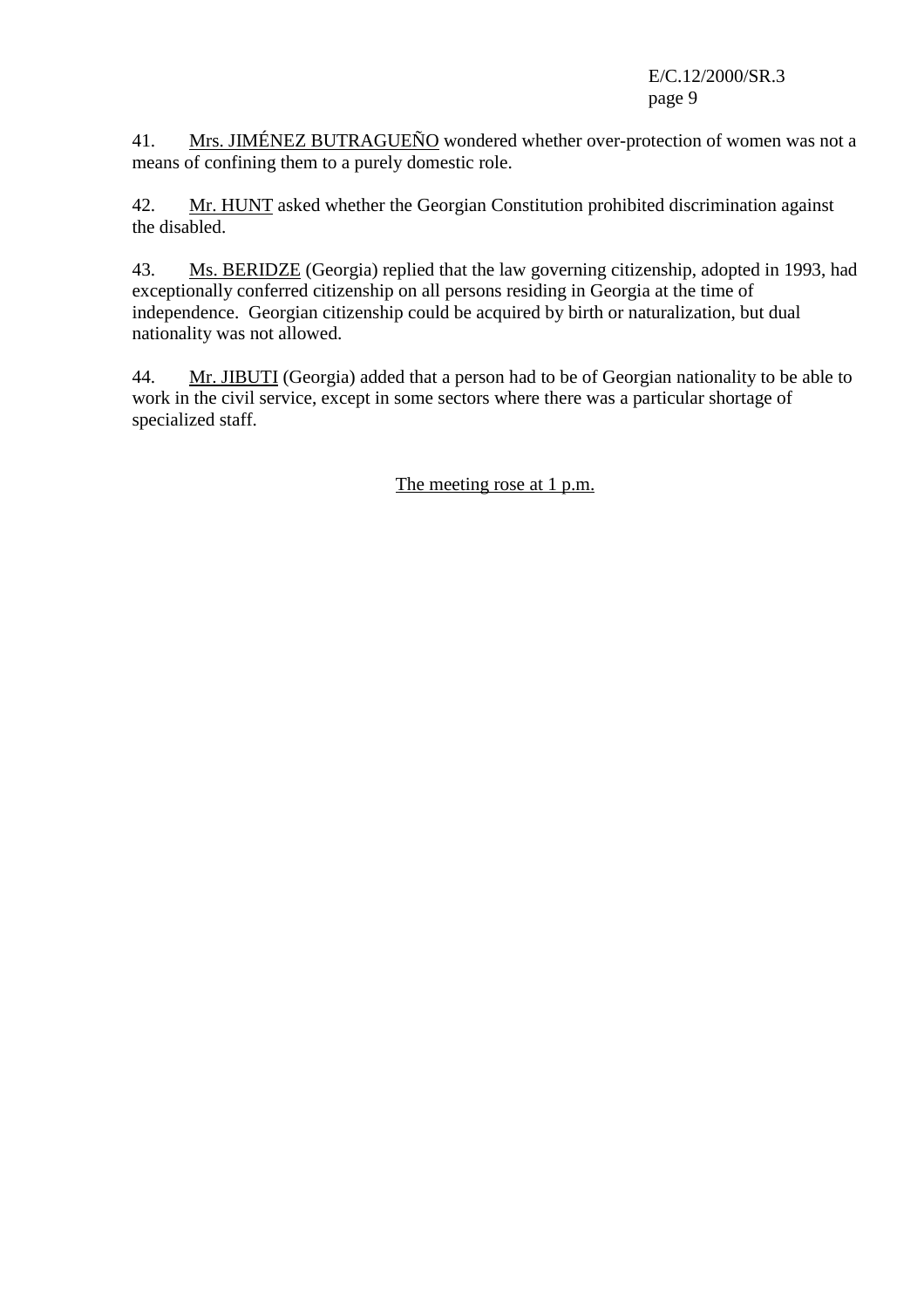41. Mrs. JIMÉNEZ BUTRAGUEÑO wondered whether over-protection of women was not a means of confining them to a purely domestic role.

42. Mr. HUNT asked whether the Georgian Constitution prohibited discrimination against the disabled.

43. Ms. BERIDZE (Georgia) replied that the law governing citizenship, adopted in 1993, had exceptionally conferred citizenship on all persons residing in Georgia at the time of independence. Georgian citizenship could be acquired by birth or naturalization, but dual nationality was not allowed.

44. Mr. JIBUTI (Georgia) added that a person had to be of Georgian nationality to be able to work in the civil service, except in some sectors where there was a particular shortage of specialized staff.

The meeting rose at 1 p.m.